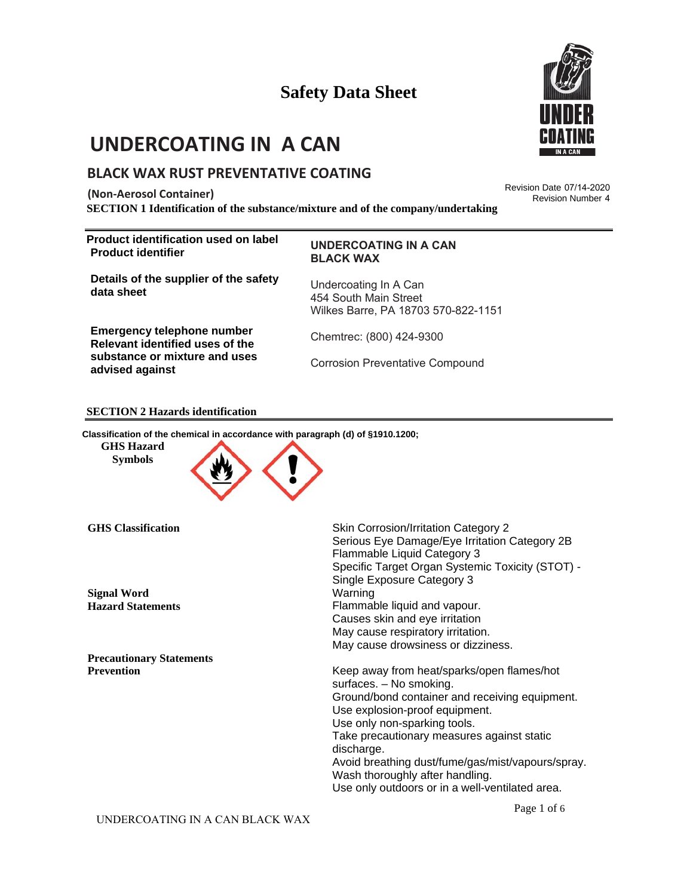# Safety Data Sheet

# UNDERCOATING IN A CAN

## BLACK WAX RUST PREVENTATIVE COATING

**(Non-Aerosol Container)**

Revision Date 07/14-2020
Revision Number 4

**SECTION 1 Identification of the substance/mixture and of the company/undertaking**

| | |
|---|---|
| **Product identification used on label** **Product identifier** | **UNDERCOATING IN A CAN BLACK WAX** |
| **Details of the supplier of the safety data sheet** | Undercoating In A Can<br>454 South Main Street<br>Wilkes Barre, PA 18703 570-822-1151 |
| **Emergency telephone number** | Chemtrec: (800) 424-9300 |
| **Relevant identified uses of the substance or mixture and uses advised against** | Corrosion Preventative Compound |

**SECTION 2 Hazards identification**

**Classification of the chemical in accordance with paragraph (d) of §1910.1200;**

**GHS Hazard Symbols**

| | |
|---|---|
| **GHS Classification** | Skin Corrosion/Irritation Category 2<br>Serious Eye Damage/Eye Irritation Category 2B<br>Flammable Liquid Category 3<br>Specific Target Organ Systemic Toxicity (STOT) - Single Exposure Category 3 |
| **Signal Word** | Warning |
| **Hazard Statements** | Flammable liquid and vapour.<br>Causes skin and eye irritation<br>May cause respiratory irritation.<br>May cause drowsiness or dizziness. |

**Precautionary Statements**

| | |
|---|---|
| **Prevention** | Keep away from heat/sparks/open flames/hot surfaces. – No smoking.<br>Ground/bond container and receiving equipment.<br>Use explosion-proof equipment.<br>Use only non-sparking tools.<br>Take precautionary measures against static discharge.<br>Avoid breathing dust/fume/gas/mist/vapours/spray.<br>Wash thoroughly after handling.<br>Use only outdoors or in a well-ventilated area. |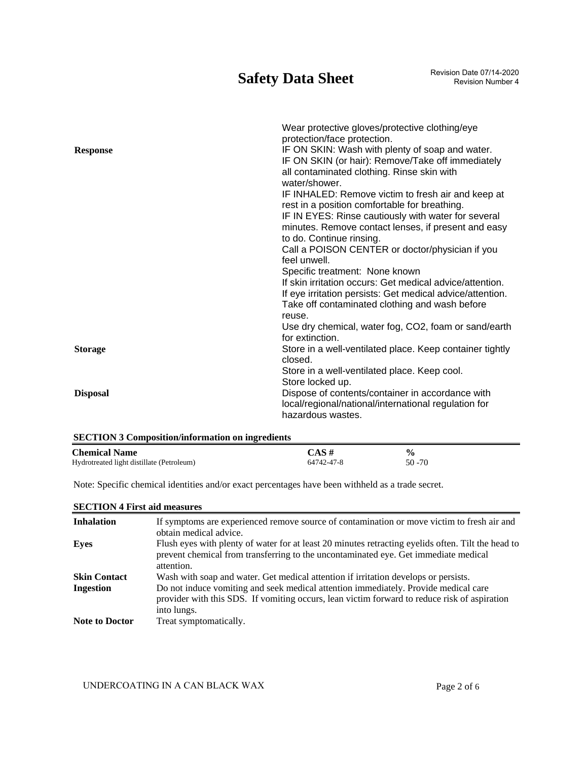| | |
|---|---|
| | Wear protective gloves/protective clothing/eye protection/face protection. |
| **Response** | IF ON SKIN: Wash with plenty of soap and water.<br>IF ON SKIN (or hair): Remove/Take off immediately all contaminated clothing. Rinse skin with water/shower.<br>IF INHALED: Remove victim to fresh air and keep at rest in a position comfortable for breathing.<br>IF IN EYES: Rinse cautiously with water for several minutes. Remove contact lenses, if present and easy to do. Continue rinsing.<br>Call a POISON CENTER or doctor/physician if you feel unwell.<br>Specific treatment: None known<br>If skin irritation occurs: Get medical advice/attention.<br>If eye irritation persists: Get medical advice/attention.<br>Take off contaminated clothing and wash before reuse.<br>Use dry chemical, water fog, $CO_2$, foam or sand/earth for extinction. |
| **Storage** | Store in a well-ventilated place. Keep container tightly closed.<br>Store in a well-ventilated place. Keep cool.<br>Store locked up. |
| **Disposal** | Dispose of contents/container in accordance with local/regional/national/international regulation for hazardous wastes. |

## SECTION 3 Composition/information on ingredients

| Chemical Name | CAS # | % |
|---|---|---|
| Hydrotreated light distillate (Petroleum) | 64742-47-8 | 50 -70 |

Note: Specific chemical identities and/or exact percentages have been withheld as a trade secret.

## SECTION 4 First aid measures

| | |
|---|---|
| **Inhalation** | If symptoms are experienced remove source of contamination or move victim to fresh air and obtain medical advice. |
| **Eyes** | Flush eyes with plenty of water for at least 20 minutes retracting eyelids often. Tilt the head to prevent chemical from transferring to the uncontaminated eye. Get immediate medical attention. |
| **Skin Contact** | Wash with soap and water. Get medical attention if irritation develops or persists. |
| **Ingestion** | Do not induce vomiting and seek medical attention immediately. Provide medical care provider with this SDS. If vomiting occurs, lean victim forward to reduce risk of aspiration into lungs. |
| **Note to Doctor** | Treat symptomatically. |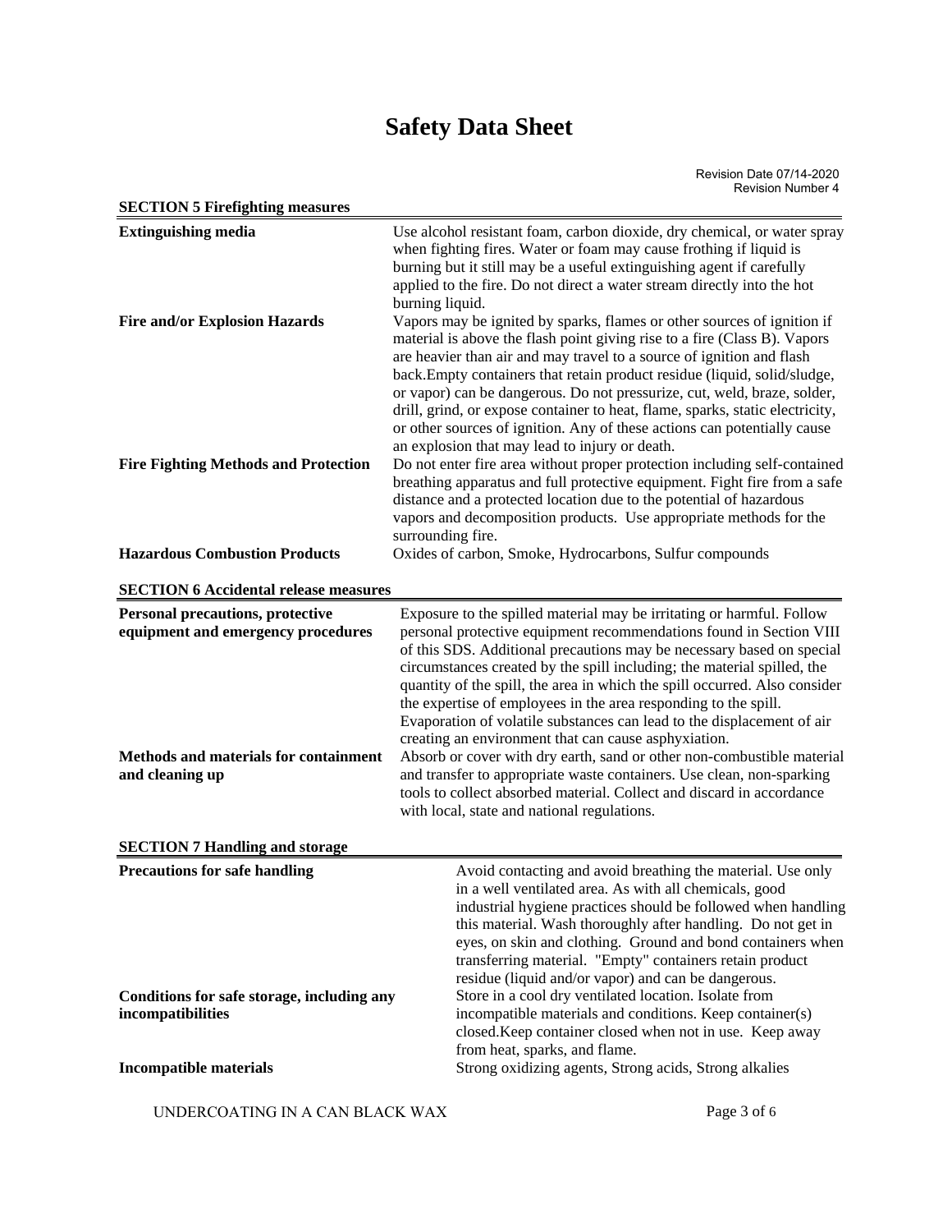# Safety Data Sheet

Revision Date 07/14-2020
Revision Number 4

## SECTION 5 Firefighting measures

| | |
|---|---|
| **Extinguishing media** | Use alcohol resistant foam, carbon dioxide, dry chemical, or water spray when fighting fires. Water or foam may cause frothing if liquid is burning but it still may be a useful extinguishing agent if carefully applied to the fire. Do not direct a water stream directly into the hot burning liquid. |
| **Fire and/or Explosion Hazards** | Vapors may be ignited by sparks, flames or other sources of ignition if material is above the flash point giving rise to a fire (Class B). Vapors are heavier than air and may travel to a source of ignition and flash back.Empty containers that retain product residue (liquid, solid/sludge, or vapor) can be dangerous. Do not pressurize, cut, weld, braze, solder, drill, grind, or expose container to heat, flame, sparks, static electricity, or other sources of ignition. Any of these actions can potentially cause an explosion that may lead to injury or death. |
| **Fire Fighting Methods and Protection** | Do not enter fire area without proper protection including self-contained breathing apparatus and full protective equipment. Fight fire from a safe distance and a protected location due to the potential of hazardous vapors and decomposition products. Use appropriate methods for the surrounding fire. |
| **Hazardous Combustion Products** | Oxides of carbon, Smoke, Hydrocarbons, Sulfur compounds |

## SECTION 6 Accidental release measures

| | |
|---|---|
| **Personal precautions, protective equipment and emergency procedures** | Exposure to the spilled material may be irritating or harmful. Follow personal protective equipment recommendations found in Section VIII of this SDS. Additional precautions may be necessary based on special circumstances created by the spill including; the material spilled, the quantity of the spill, the area in which the spill occurred. Also consider the expertise of employees in the area responding to the spill. Evaporation of volatile substances can lead to the displacement of air creating an environment that can cause asphyxiation. |
| **Methods and materials for containment and cleaning up** | Absorb or cover with dry earth, sand or other non-combustible material and transfer to appropriate waste containers. Use clean, non-sparking tools to collect absorbed material. Collect and discard in accordance with local, state and national regulations. |

## SECTION 7 Handling and storage

| | |
|---|---|
| **Precautions for safe handling** | Avoid contacting and avoid breathing the material. Use only in a well ventilated area. As with all chemicals, good industrial hygiene practices should be followed when handling this material. Wash thoroughly after handling. Do not get in eyes, on skin and clothing. Ground and bond containers when transferring material. "Empty" containers retain product residue (liquid and/or vapor) and can be dangerous. |
| **Conditions for safe storage, including any incompatibilities** | Store in a cool dry ventilated location. Isolate from incompatible materials and conditions. Keep container(s) closed.Keep container closed when not in use. Keep away from heat, sparks, and flame. |
| **Incompatible materials** | Strong oxidizing agents, Strong acids, Strong alkalies |

UNDERCOATING IN A CAN BLACK WAX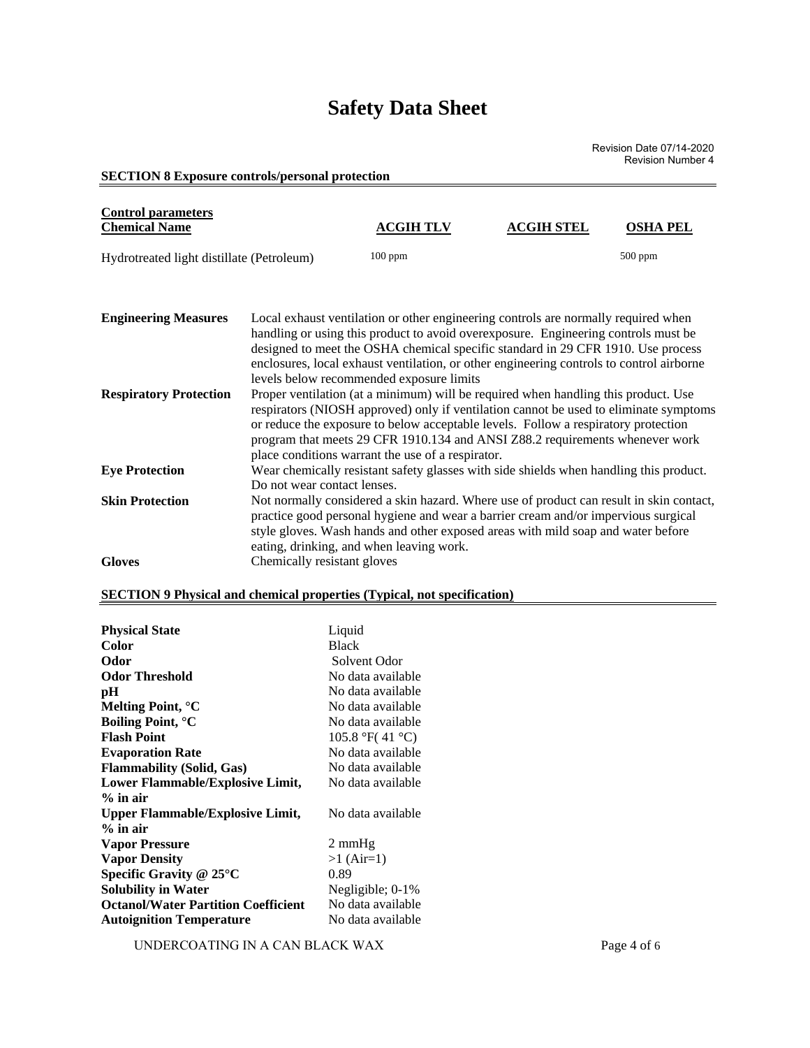# Safety Data Sheet

Revision Date 07/14-2020
Revision Number 4

## SECTION 8 Exposure controls/personal protection

**Control parameters**

| Chemical Name | ACGIH TLV | ACGIH STEL | OSHA PEL |
|---|---|---|---|
| Hydrotreated light distillate (Petroleum) | 100 ppm | | 500 ppm |

| | |
|---|---|
| **Engineering Measures** | Local exhaust ventilation or other engineering controls are normally required when handling or using this product to avoid overexposure. Engineering controls must be designed to meet the OSHA chemical specific standard in 29 CFR 1910. Use process enclosures, local exhaust ventilation, or other engineering controls to control airborne levels below recommended exposure limits |
| **Respiratory Protection** | Proper ventilation (at a minimum) will be required when handling this product. Use respirators (NIOSH approved) only if ventilation cannot be used to eliminate symptoms or reduce the exposure to below acceptable levels. Follow a respiratory protection program that meets 29 CFR 1910.134 and ANSI Z88.2 requirements whenever work place conditions warrant the use of a respirator. |
| **Eye Protection** | Wear chemically resistant safety glasses with side shields when handling this product. Do not wear contact lenses. |
| **Skin Protection** | Not normally considered a skin hazard. Where use of product can result in skin contact, practice good personal hygiene and wear a barrier cream and/or impervious surgical style gloves. Wash hands and other exposed areas with mild soap and water before eating, drinking, and when leaving work. |
| **Gloves** | Chemically resistant gloves |

## SECTION 9 Physical and chemical properties (Typical, not specification)

| | |
|---|---|
| **Physical State** | Liquid |
| **Color** | Black |
| **Odor** | Solvent Odor |
| **Odor Threshold** | No data available |
| **pH** | No data available |
| **Melting Point, °C** | No data available |
| **Boiling Point, °C** | No data available |
| **Flash Point** | 105.8 °F( 41 °C) |
| **Evaporation Rate** | No data available |
| **Flammability (Solid, Gas)** | No data available |
| **Lower Flammable/Explosive Limit, % in air** | No data available |
| **Upper Flammable/Explosive Limit, % in air** | No data available |
| **Vapor Pressure** | 2 mmHg |
| **Vapor Density** | >1 (Air=1) |
| **Specific Gravity @ 25°C** | 0.89 |
| **Solubility in Water** | Negligible; 0-1% |
| **Octanol/Water Partition Coefficient** | No data available |
| **Autoignition Temperature** | No data available |

UNDERCOATING IN A CAN BLACK WAX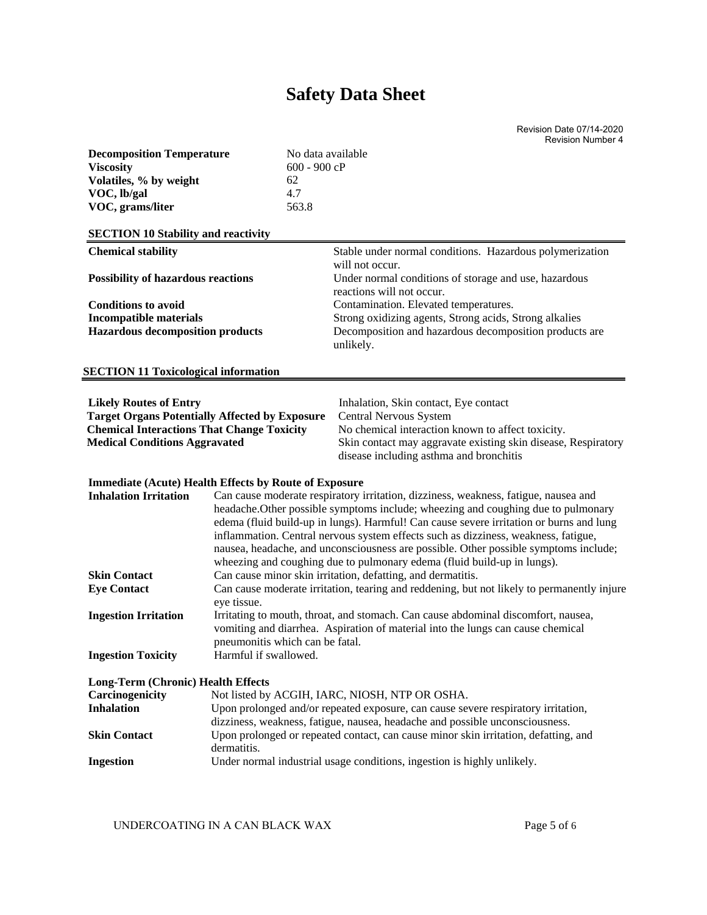# Safety Data Sheet

Revision Date 07/14-2020
Revision Number 4

| | |
|---|---|
| **Decomposition Temperature** | No data available |
| **Viscosity** | 600 - 900 cP |
| **Volatiles, % by weight** | 62 |
| **VOC, lb/gal** | 4.7 |
| **VOC, grams/liter** | 563.8 |

## SECTION 10 Stability and reactivity

| | |
|---|---|
| **Chemical stability** | Stable under normal conditions. Hazardous polymerization will not occur. |
| **Possibility of hazardous reactions** | Under normal conditions of storage and use, hazardous reactions will not occur. |
| **Conditions to avoid** | Contamination. Elevated temperatures. |
| **Incompatible materials** | Strong oxidizing agents, Strong acids, Strong alkalies |
| **Hazardous decomposition products** | Decomposition and hazardous decomposition products are unlikely. |

## SECTION 11 Toxicological information

| | |
|---|---|
| **Likely Routes of Entry** | Inhalation, Skin contact, Eye contact |
| **Target Organs Potentially Affected by Exposure** | Central Nervous System |
| **Chemical Interactions That Change Toxicity** | No chemical interaction known to affect toxicity. |
| **Medical Conditions Aggravated** | Skin contact may aggravate existing skin disease, Respiratory disease including asthma and bronchitis |

**Immediate (Acute) Health Effects by Route of Exposure**

| | |
|---|---|
| **Inhalation Irritation** | Can cause moderate respiratory irritation, dizziness, weakness, fatigue, nausea and headache.Other possible symptoms include; wheezing and coughing due to pulmonary edema (fluid build-up in lungs). Harmful! Can cause severe irritation or burns and lung inflammation. Central nervous system effects such as dizziness, weakness, fatigue, nausea, headache, and unconsciousness are possible. Other possible symptoms include; wheezing and coughing due to pulmonary edema (fluid build-up in lungs). |
| **Skin Contact** | Can cause minor skin irritation, defatting, and dermatitis. |
| **Eye Contact** | Can cause moderate irritation, tearing and reddening, but not likely to permanently injure eye tissue. |
| **Ingestion Irritation** | Irritating to mouth, throat, and stomach. Can cause abdominal discomfort, nausea, vomiting and diarrhea. Aspiration of material into the lungs can cause chemical pneumonitis which can be fatal. |
| **Ingestion Toxicity** | Harmful if swallowed. |

**Long-Term (Chronic) Health Effects**

| | |
|---|---|
| **Carcinogenicity** | Not listed by ACGIH, IARC, NIOSH, NTP OR OSHA. |
| **Inhalation** | Upon prolonged and/or repeated exposure, can cause severe respiratory irritation, dizziness, weakness, fatigue, nausea, headache and possible unconsciousness. |
| **Skin Contact** | Upon prolonged or repeated contact, can cause minor skin irritation, defatting, and dermatitis. |
| **Ingestion** | Under normal industrial usage conditions, ingestion is highly unlikely. |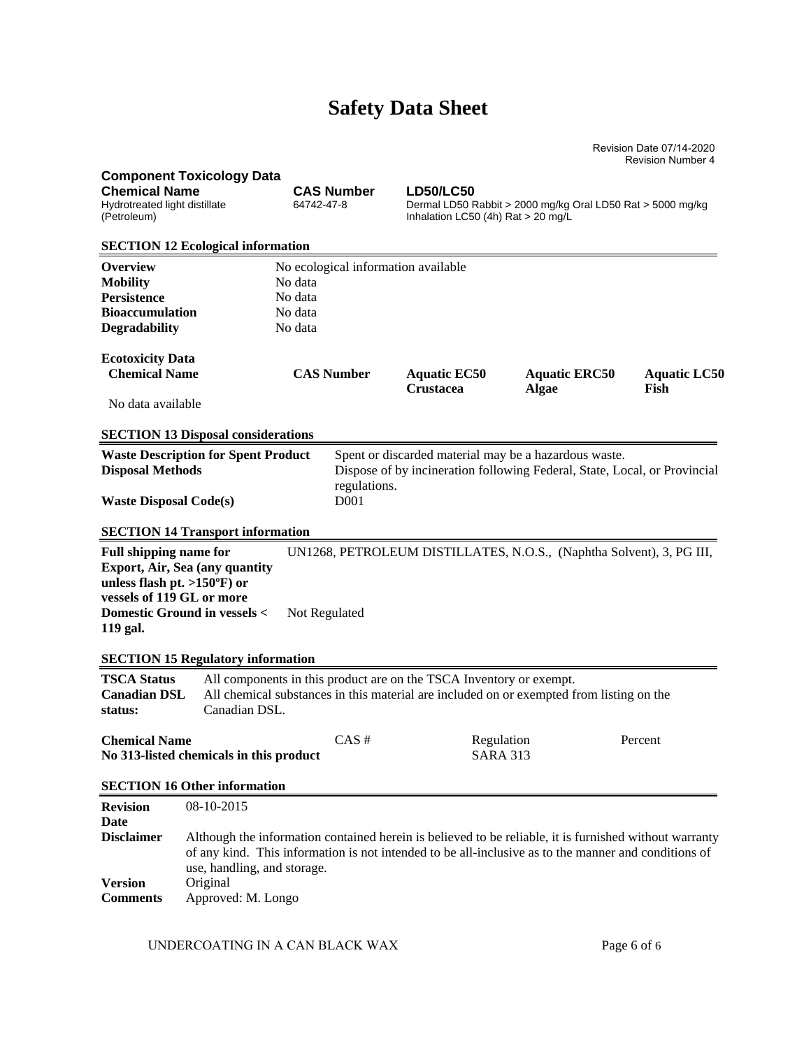# Safety Data Sheet

Revision Date 07/14-2020
Revision Number 4

### Component Toxicology Data

| Chemical Name | CAS Number | LD50/LC50 |
|---|---|---|
| Hydrotreated light distillate (Petroleum) | 64742-47-8 | Dermal LD50 Rabbit > 2000 mg/kg Oral LD50 Rat > 5000 mg/kg Inhalation LC50 (4h) Rat > 20 mg/L |

## SECTION 12 Ecological information

| | |
|---|---|
| **Overview** | No ecological information available |
| **Mobility** | No data |
| **Persistence** | No data |
| **Bioaccumulation** | No data |
| **Degradability** | No data |

**Ecotoxicity Data**

| Chemical Name | CAS Number | Aquatic EC50 Crustacea | Aquatic ERC50 Algae | Aquatic LC50 Fish |
|---|---|---|---|---|
| No data available | | | | |

## SECTION 13 Disposal considerations

| | |
|---|---|
| **Waste Description for Spent Product** | Spent or discarded material may be a hazardous waste. |
| **Disposal Methods** | Dispose of by incineration following Federal, State, Local, or Provincial regulations. |
| **Waste Disposal Code(s)** | D001 |

## SECTION 14 Transport information

| | |
|---|---|
| **Full shipping name for Export, Air, Sea (any quantity unless flash pt. >150ºF) or vessels of 119 GL or more** | UN1268, PETROLEUM DISTILLATES, N.O.S., (Naphtha Solvent), 3, PG III, |
| **Domestic Ground in vessels < 119 gal.** | Not Regulated |

## SECTION 15 Regulatory information

| | |
|---|---|
| **TSCA Status** | All components in this product are on the TSCA Inventory or exempt. |
| **Canadian DSL status:** | All chemical substances in this material are included on or exempted from listing on the Canadian DSL. |

| Chemical Name | CAS # | Regulation | Percent |
|---|---|---|---|
| **No 313-listed chemicals in this product** | | SARA 313 | |

## SECTION 16 Other information

| | |
|---|---|
| **Revision Date** | 08-10-2015 |
| **Disclaimer** | Although the information contained herein is believed to be reliable, it is furnished without warranty of any kind. This information is not intended to be all-inclusive as to the manner and conditions of use, handling, and storage. |
| **Version** | Original |
| **Comments** | Approved: M. Longo |